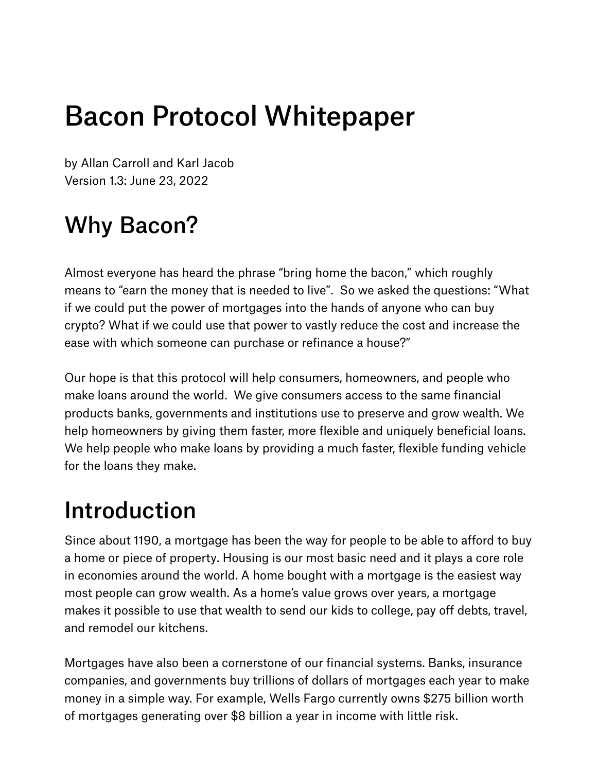# Bacon Protocol Whitepaper

by Allan Carroll and Karl Jacob
Version 1.3: June 23, 2022

## Why Bacon?

Almost everyone has heard the phrase "bring home the bacon," which roughly means to "earn the money that is needed to live". So we asked the questions: "What if we could put the power of mortgages into the hands of anyone who can buy crypto? What if we could use that power to vastly reduce the cost and increase the ease with which someone can purchase or refinance a house?"

Our hope is that this protocol will help consumers, homeowners, and people who make loans around the world. We give consumers access to the same financial products banks, governments and institutions use to preserve and grow wealth. We help homeowners by giving them faster, more flexible and uniquely beneficial loans. We help people who make loans by providing a much faster, flexible funding vehicle for the loans they make.

## Introduction

Since about 1190, a mortgage has been the way for people to be able to afford to buy a home or piece of property. Housing is our most basic need and it plays a core role in economies around the world. A home bought with a mortgage is the easiest way most people can grow wealth. As a home's value grows over years, a mortgage makes it possible to use that wealth to send our kids to college, pay off debts, travel, and remodel our kitchens.

Mortgages have also been a cornerstone of our financial systems. Banks, insurance companies, and governments buy trillions of dollars of mortgages each year to make money in a simple way. For example, Wells Fargo currently owns $275 billion worth of mortgages generating over $8 billion a year in income with little risk.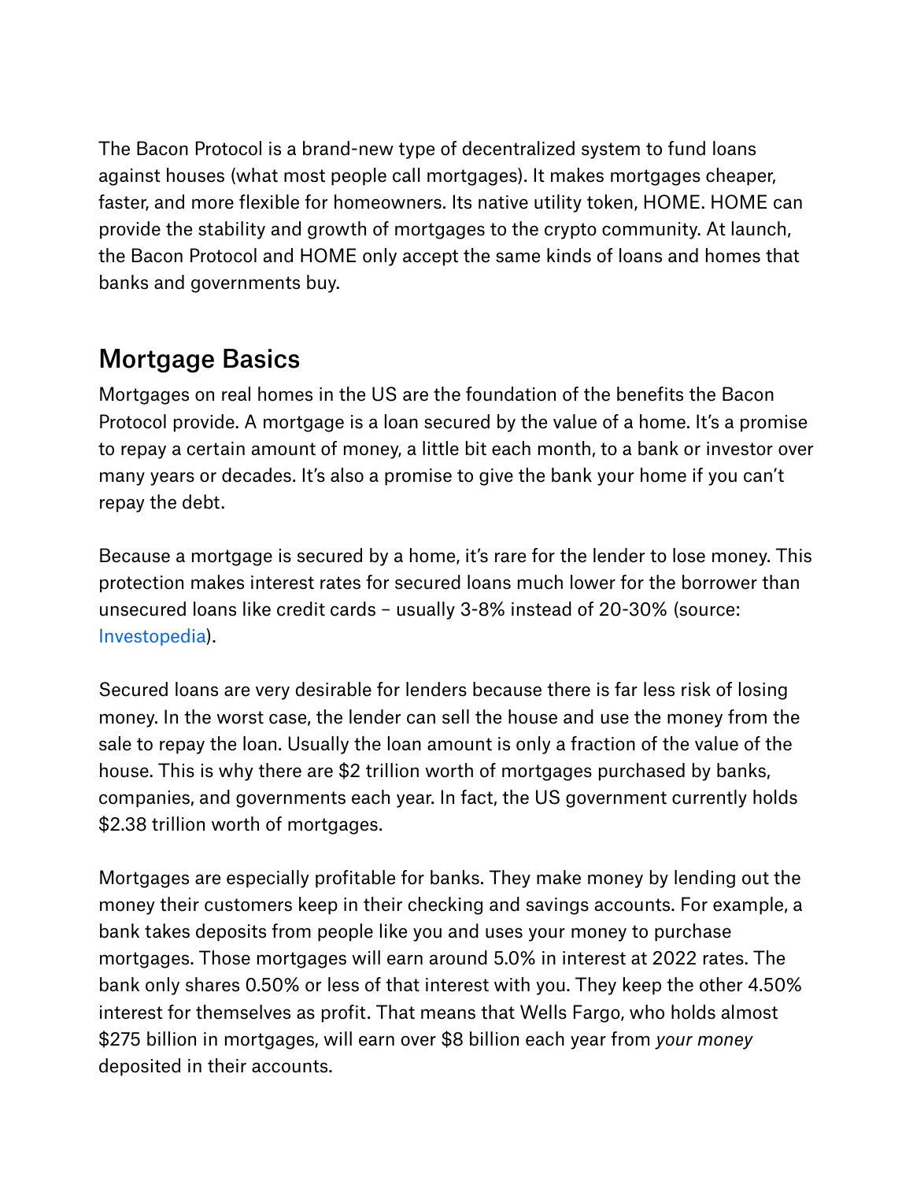The Bacon Protocol is a brand-new type of decentralized system to fund loans against houses (what most people call mortgages). It makes mortgages cheaper, faster, and more flexible for homeowners. Its native utility token, HOME. HOME can provide the stability and growth of mortgages to the crypto community. At launch, the Bacon Protocol and HOME only accept the same kinds of loans and homes that banks and governments buy.

## Mortgage Basics

Mortgages on real homes in the US are the foundation of the benefits the Bacon Protocol provide. A mortgage is a loan secured by the value of a home. It's a promise to repay a certain amount of money, a little bit each month, to a bank or investor over many years or decades. It's also a promise to give the bank your home if you can't repay the debt.

Because a mortgage is secured by a home, it's rare for the lender to lose money. This protection makes interest rates for secured loans much lower for the borrower than unsecured loans like credit cards – usually 3-8% instead of 20-30% (source: Investopedia).

Secured loans are very desirable for lenders because there is far less risk of losing money. In the worst case, the lender can sell the house and use the money from the sale to repay the loan. Usually the loan amount is only a fraction of the value of the house. This is why there are $2 trillion worth of mortgages purchased by banks, companies, and governments each year. In fact, the US government currently holds $2.38 trillion worth of mortgages.

Mortgages are especially profitable for banks. They make money by lending out the money their customers keep in their checking and savings accounts. For example, a bank takes deposits from people like you and uses your money to purchase mortgages. Those mortgages will earn around 5.0% in interest at 2022 rates. The bank only shares 0.50% or less of that interest with you. They keep the other 4.50% interest for themselves as profit. That means that Wells Fargo, who holds almost $275 billion in mortgages, will earn over $8 billion each year from *your money* deposited in their accounts.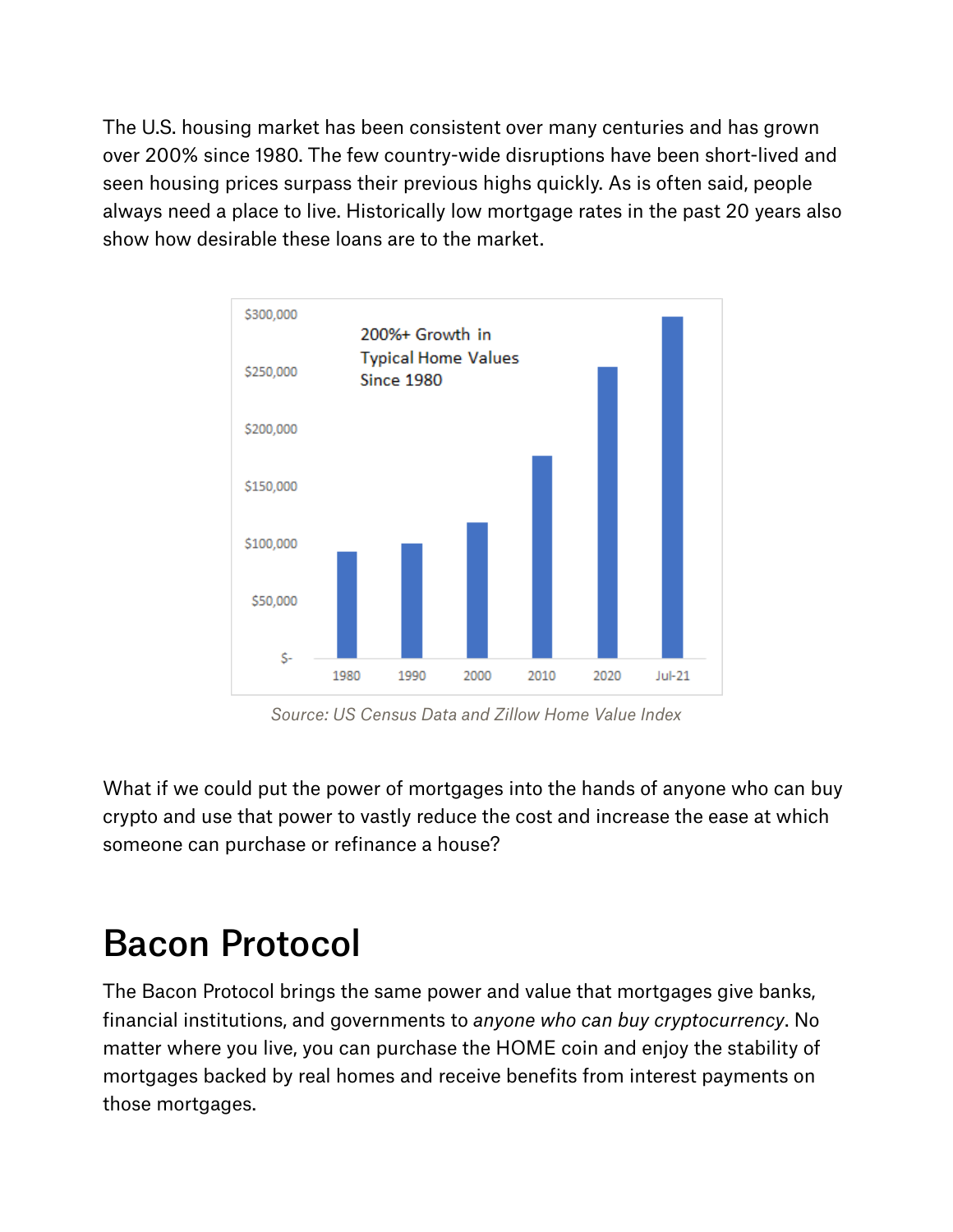The U.S. housing market has been consistent over many centuries and has grown over 200% since 1980. The few country-wide disruptions have been short-lived and seen housing prices surpass their previous highs quickly. As is often said, people always need a place to live. Historically low mortgage rates in the past 20 years also show how desirable these loans are to the market.

*Source: US Census Data and Zillow Home Value Index*

What if we could put the power of mortgages into the hands of anyone who can buy crypto and use that power to vastly reduce the cost and increase the ease at which someone can purchase or refinance a house?

# Bacon Protocol

The Bacon Protocol brings the same power and value that mortgages give banks, financial institutions, and governments to *anyone who can buy cryptocurrency*. No matter where you live, you can purchase the HOME coin and enjoy the stability of mortgages backed by real homes and receive benefits from interest payments on those mortgages.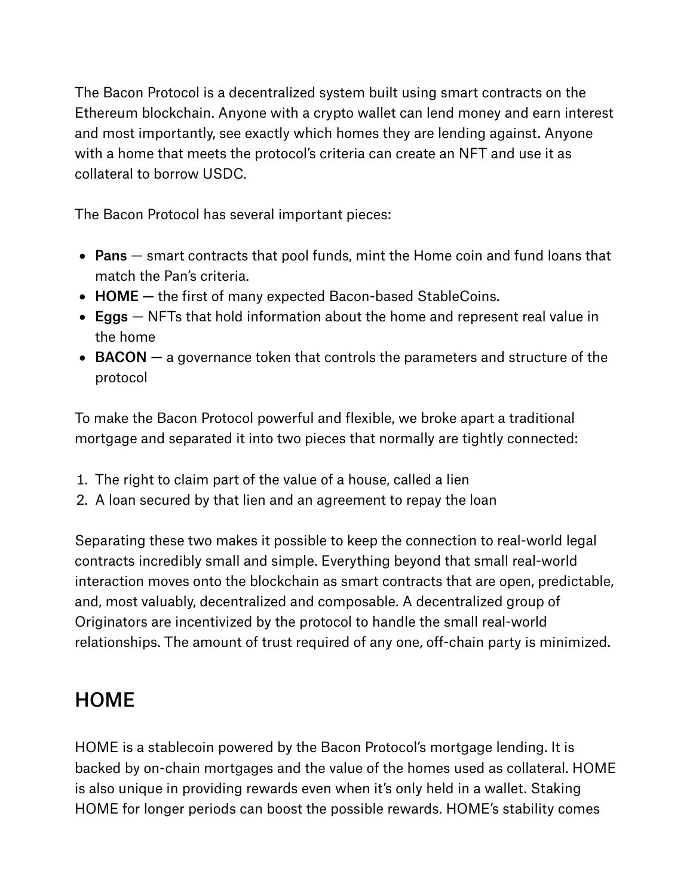The Bacon Protocol is a decentralized system built using smart contracts on the Ethereum blockchain. Anyone with a crypto wallet can lend money and earn interest and most importantly, see exactly which homes they are lending against. Anyone with a home that meets the protocol's criteria can create an NFT and use it as collateral to borrow USDC.

The Bacon Protocol has several important pieces:

- **Pans** — smart contracts that pool funds, mint the Home coin and fund loans that match the Pan's criteria.
- **HOME —** the first of many expected Bacon-based StableCoins.
- **Eggs** — NFTs that hold information about the home and represent real value in the home
- **BACON** — a governance token that controls the parameters and structure of the protocol

To make the Bacon Protocol powerful and flexible, we broke apart a traditional mortgage and separated it into two pieces that normally are tightly connected:

1. The right to claim part of the value of a house, called a lien
2. A loan secured by that lien and an agreement to repay the loan

Separating these two makes it possible to keep the connection to real-world legal contracts incredibly small and simple. Everything beyond that small real-world interaction moves onto the blockchain as smart contracts that are open, predictable, and, most valuably, decentralized and composable. A decentralized group of Originators are incentivized by the protocol to handle the small real-world relationships. The amount of trust required of any one, off-chain party is minimized.

## HOME

HOME is a stablecoin powered by the Bacon Protocol's mortgage lending. It is backed by on-chain mortgages and the value of the homes used as collateral. HOME is also unique in providing rewards even when it's only held in a wallet. Staking HOME for longer periods can boost the possible rewards. HOME's stability comes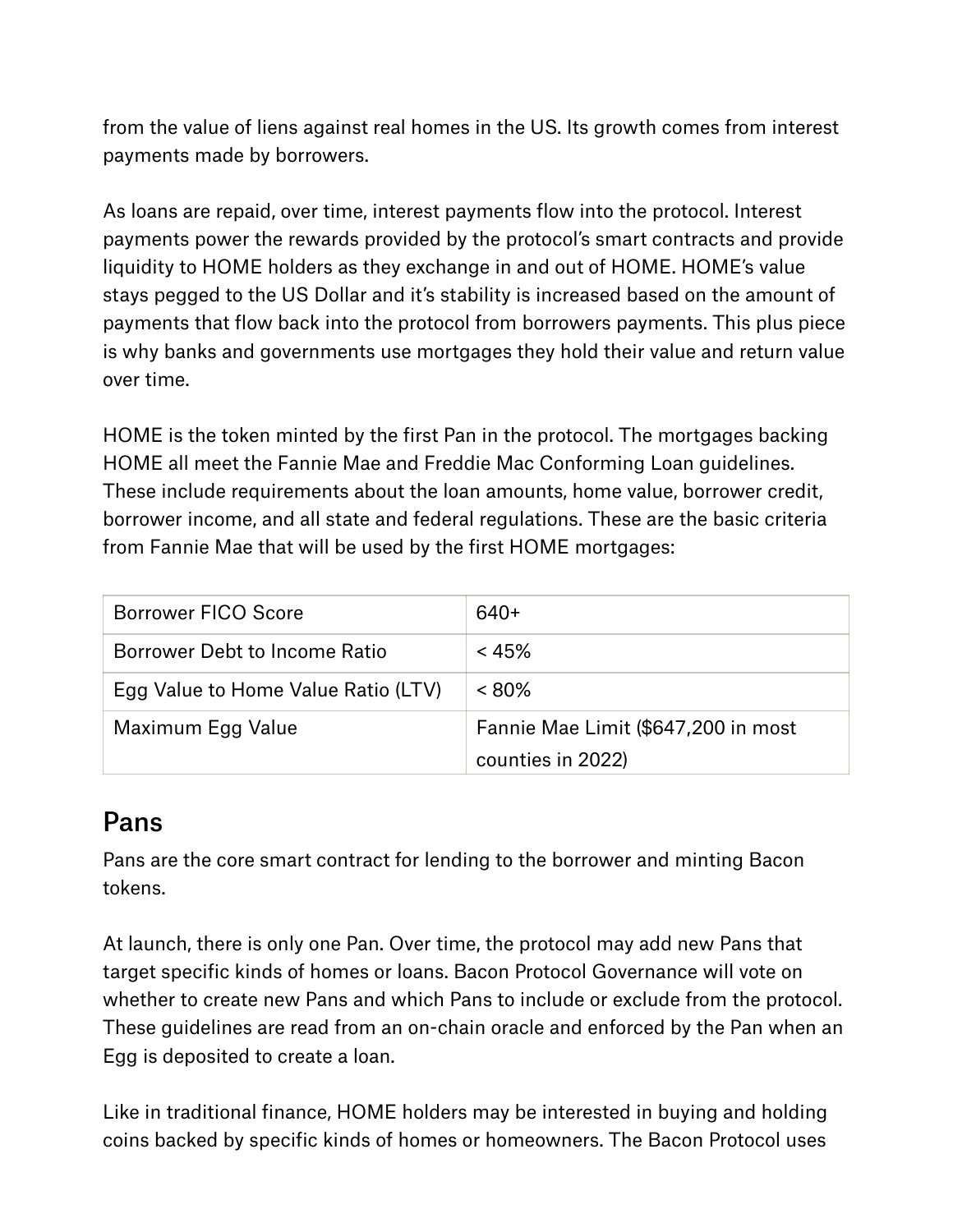from the value of liens against real homes in the US. Its growth comes from interest payments made by borrowers.

As loans are repaid, over time, interest payments flow into the protocol. Interest payments power the rewards provided by the protocol's smart contracts and provide liquidity to HOME holders as they exchange in and out of HOME. HOME's value stays pegged to the US Dollar and it's stability is increased based on the amount of payments that flow back into the protocol from borrowers payments. This plus piece is why banks and governments use mortgages they hold their value and return value over time.

HOME is the token minted by the first Pan in the protocol. The mortgages backing HOME all meet the Fannie Mae and Freddie Mac Conforming Loan guidelines. These include requirements about the loan amounts, home value, borrower credit, borrower income, and all state and federal regulations. These are the basic criteria from Fannie Mae that will be used by the first HOME mortgages:

| | |
|---|---|
| Borrower FICO Score | 640+ |
| Borrower Debt to Income Ratio | < 45% |
| Egg Value to Home Value Ratio (LTV) | < 80% |
| Maximum Egg Value | Fannie Mae Limit ($647,200 in most counties in 2022) |

## Pans

Pans are the core smart contract for lending to the borrower and minting Bacon tokens.

At launch, there is only one Pan. Over time, the protocol may add new Pans that target specific kinds of homes or loans. Bacon Protocol Governance will vote on whether to create new Pans and which Pans to include or exclude from the protocol. These guidelines are read from an on-chain oracle and enforced by the Pan when an Egg is deposited to create a loan.

Like in traditional finance, HOME holders may be interested in buying and holding coins backed by specific kinds of homes or homeowners. The Bacon Protocol uses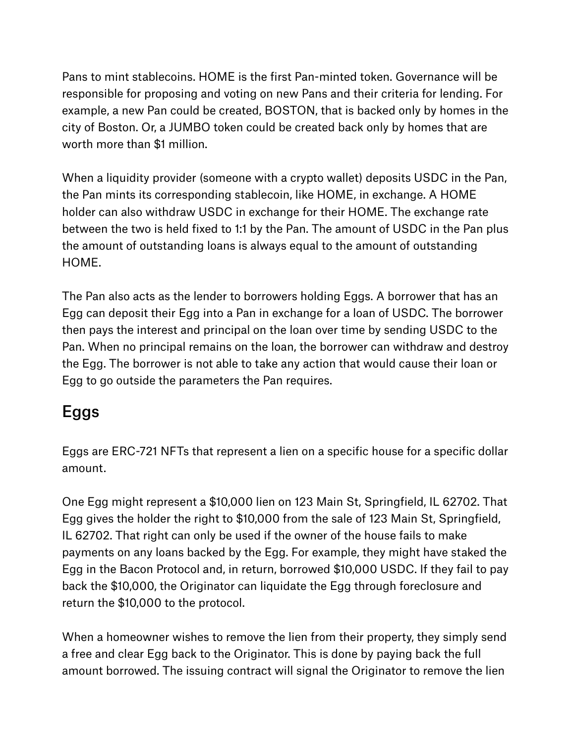Pans to mint stablecoins. HOME is the first Pan-minted token. Governance will be responsible for proposing and voting on new Pans and their criteria for lending. For example, a new Pan could be created, BOSTON, that is backed only by homes in the city of Boston. Or, a JUMBO token could be created back only by homes that are worth more than $1 million.

When a liquidity provider (someone with a crypto wallet) deposits USDC in the Pan, the Pan mints its corresponding stablecoin, like HOME, in exchange. A HOME holder can also withdraw USDC in exchange for their HOME. The exchange rate between the two is held fixed to 1:1 by the Pan. The amount of USDC in the Pan plus the amount of outstanding loans is always equal to the amount of outstanding HOME.

The Pan also acts as the lender to borrowers holding Eggs. A borrower that has an Egg can deposit their Egg into a Pan in exchange for a loan of USDC. The borrower then pays the interest and principal on the loan over time by sending USDC to the Pan. When no principal remains on the loan, the borrower can withdraw and destroy the Egg. The borrower is not able to take any action that would cause their loan or Egg to go outside the parameters the Pan requires.

## Eggs

Eggs are ERC-721 NFTs that represent a lien on a specific house for a specific dollar amount.

One Egg might represent a $10,000 lien on 123 Main St, Springfield, IL 62702. That Egg gives the holder the right to $10,000 from the sale of 123 Main St, Springfield, IL 62702. That right can only be used if the owner of the house fails to make payments on any loans backed by the Egg. For example, they might have staked the Egg in the Bacon Protocol and, in return, borrowed $10,000 USDC. If they fail to pay back the $10,000, the Originator can liquidate the Egg through foreclosure and return the $10,000 to the protocol.

When a homeowner wishes to remove the lien from their property, they simply send a free and clear Egg back to the Originator. This is done by paying back the full amount borrowed. The issuing contract will signal the Originator to remove the lien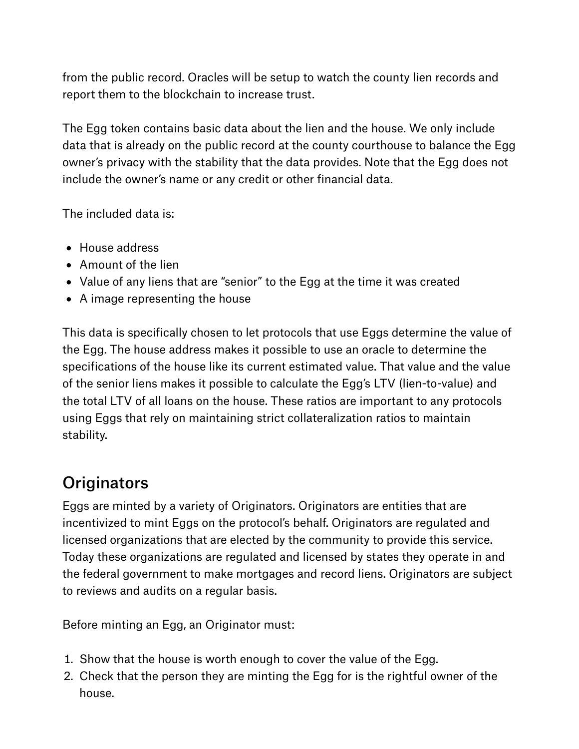from the public record. Oracles will be setup to watch the county lien records and report them to the blockchain to increase trust.

The Egg token contains basic data about the lien and the house. We only include data that is already on the public record at the county courthouse to balance the Egg owner's privacy with the stability that the data provides. Note that the Egg does not include the owner's name or any credit or other financial data.

The included data is:

- House address
- Amount of the lien
- Value of any liens that are "senior" to the Egg at the time it was created
- A image representing the house

This data is specifically chosen to let protocols that use Eggs determine the value of the Egg. The house address makes it possible to use an oracle to determine the specifications of the house like its current estimated value. That value and the value of the senior liens makes it possible to calculate the Egg's LTV (lien-to-value) and the total LTV of all loans on the house. These ratios are important to any protocols using Eggs that rely on maintaining strict collateralization ratios to maintain stability.

## Originators

Eggs are minted by a variety of Originators. Originators are entities that are incentivized to mint Eggs on the protocol's behalf. Originators are regulated and licensed organizations that are elected by the community to provide this service. Today these organizations are regulated and licensed by states they operate in and the federal government to make mortgages and record liens. Originators are subject to reviews and audits on a regular basis.

Before minting an Egg, an Originator must:

1. Show that the house is worth enough to cover the value of the Egg.
2. Check that the person they are minting the Egg for is the rightful owner of the house.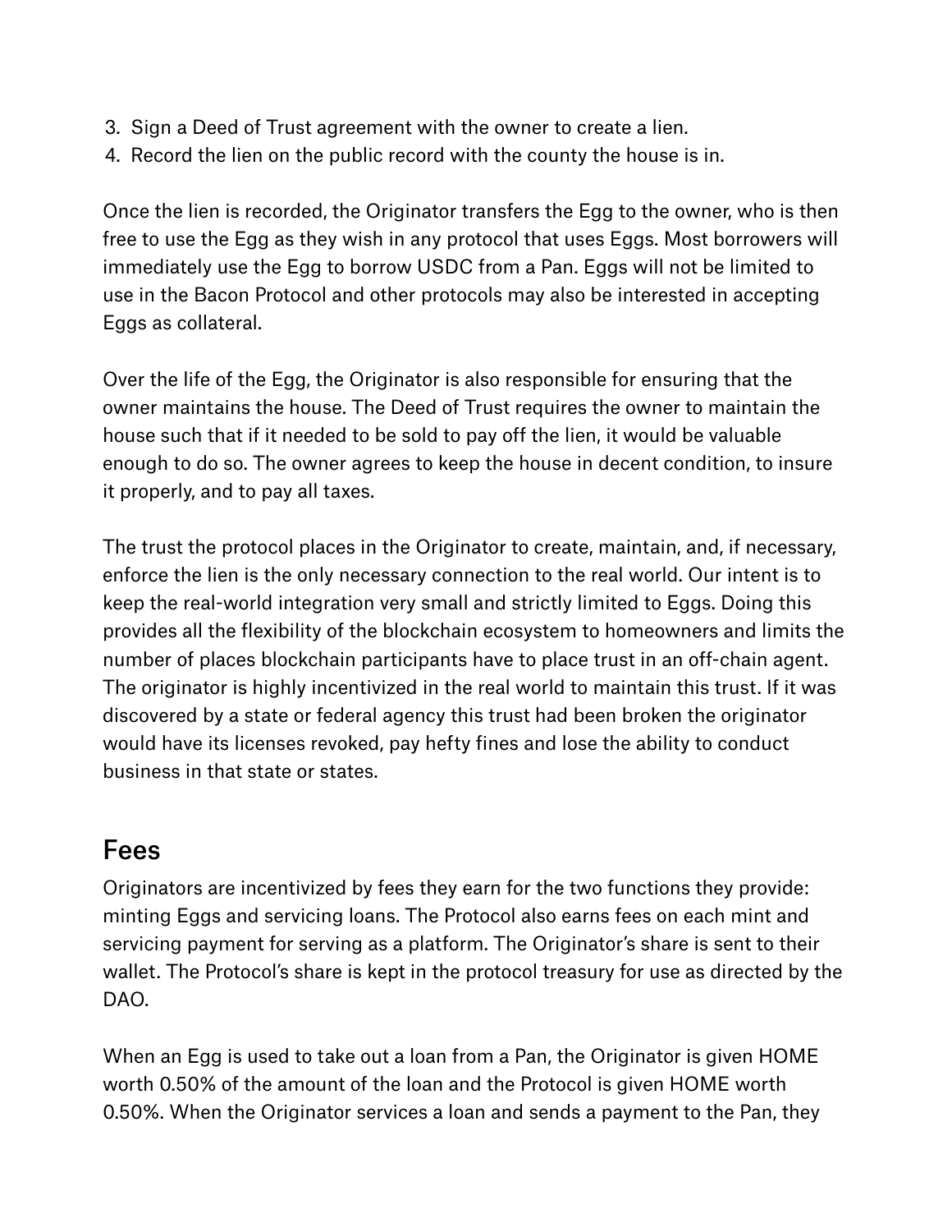3. Sign a Deed of Trust agreement with the owner to create a lien.
4. Record the lien on the public record with the county the house is in.

Once the lien is recorded, the Originator transfers the Egg to the owner, who is then free to use the Egg as they wish in any protocol that uses Eggs. Most borrowers will immediately use the Egg to borrow USDC from a Pan. Eggs will not be limited to use in the Bacon Protocol and other protocols may also be interested in accepting Eggs as collateral.

Over the life of the Egg, the Originator is also responsible for ensuring that the owner maintains the house. The Deed of Trust requires the owner to maintain the house such that if it needed to be sold to pay off the lien, it would be valuable enough to do so. The owner agrees to keep the house in decent condition, to insure it properly, and to pay all taxes.

The trust the protocol places in the Originator to create, maintain, and, if necessary, enforce the lien is the only necessary connection to the real world. Our intent is to keep the real-world integration very small and strictly limited to Eggs. Doing this provides all the flexibility of the blockchain ecosystem to homeowners and limits the number of places blockchain participants have to place trust in an off-chain agent. The originator is highly incentivized in the real world to maintain this trust. If it was discovered by a state or federal agency this trust had been broken the originator would have its licenses revoked, pay hefty fines and lose the ability to conduct business in that state or states.

## Fees

Originators are incentivized by fees they earn for the two functions they provide: minting Eggs and servicing loans. The Protocol also earns fees on each mint and servicing payment for serving as a platform. The Originator's share is sent to their wallet. The Protocol's share is kept in the protocol treasury for use as directed by the DAO.

When an Egg is used to take out a loan from a Pan, the Originator is given HOME worth 0.50% of the amount of the loan and the Protocol is given HOME worth 0.50%. When the Originator services a loan and sends a payment to the Pan, they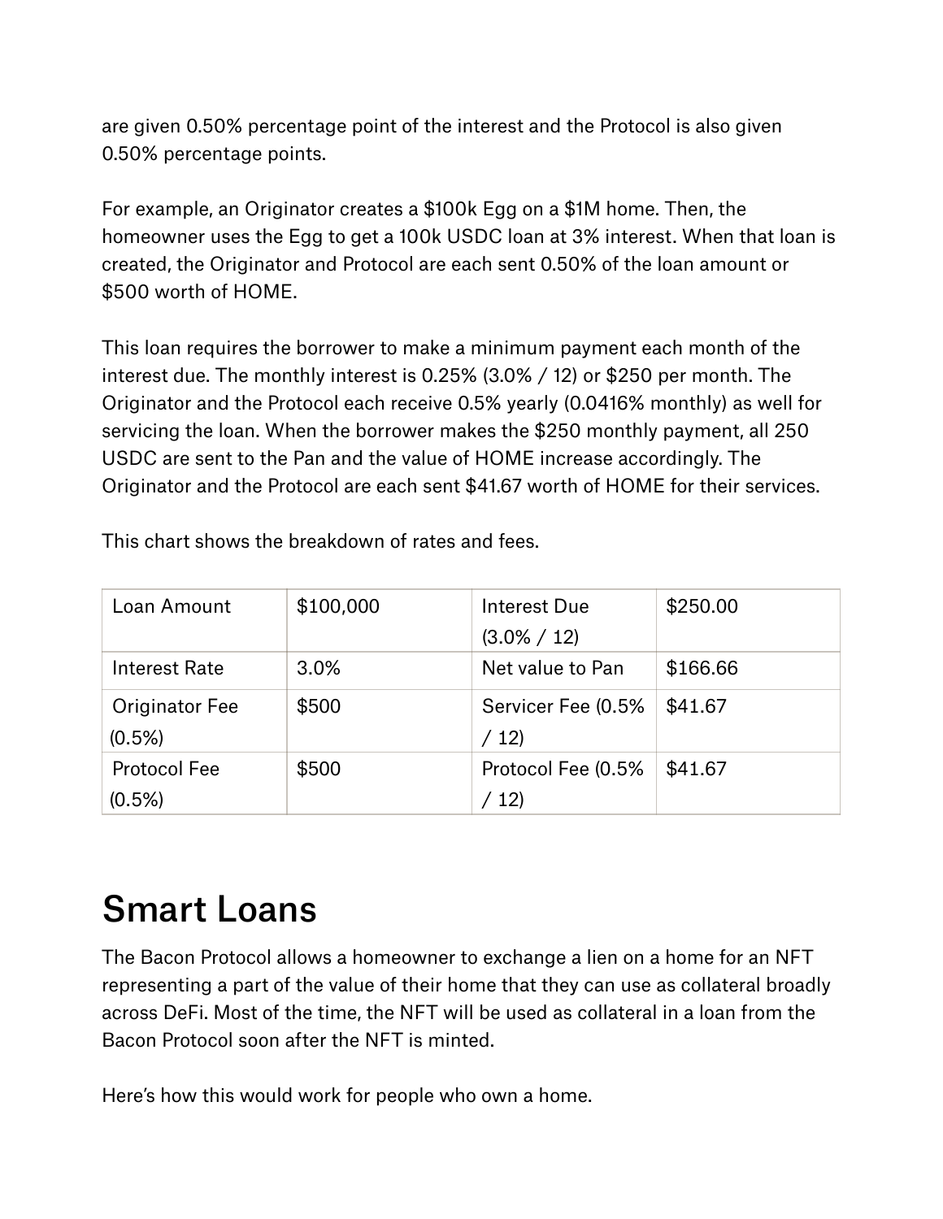are given 0.50% percentage point of the interest and the Protocol is also given 0.50% percentage points.

For example, an Originator creates a $100k Egg on a $1M home. Then, the homeowner uses the Egg to get a 100k USDC loan at 3% interest. When that loan is created, the Originator and Protocol are each sent 0.50% of the loan amount or $500 worth of HOME.

This loan requires the borrower to make a minimum payment each month of the interest due. The monthly interest is 0.25% (3.0% / 12) or $250 per month. The Originator and the Protocol each receive 0.5% yearly (0.0416% monthly) as well for servicing the loan. When the borrower makes the $250 monthly payment, all 250 USDC are sent to the Pan and the value of HOME increase accordingly. The Originator and the Protocol are each sent $41.67 worth of HOME for their services.

This chart shows the breakdown of rates and fees.

| Loan Amount | $100,000 | Interest Due (3.0% / 12) | $250.00 |
|---|---|---|---|
| Interest Rate | 3.0% | Net value to Pan | $166.66 |
| Originator Fee (0.5%) | $500 | Servicer Fee (0.5% / 12) | $41.67 |
| Protocol Fee (0.5%) | $500 | Protocol Fee (0.5% / 12) | $41.67 |

# Smart Loans

The Bacon Protocol allows a homeowner to exchange a lien on a home for an NFT representing a part of the value of their home that they can use as collateral broadly across DeFi. Most of the time, the NFT will be used as collateral in a loan from the Bacon Protocol soon after the NFT is minted.

Here's how this would work for people who own a home.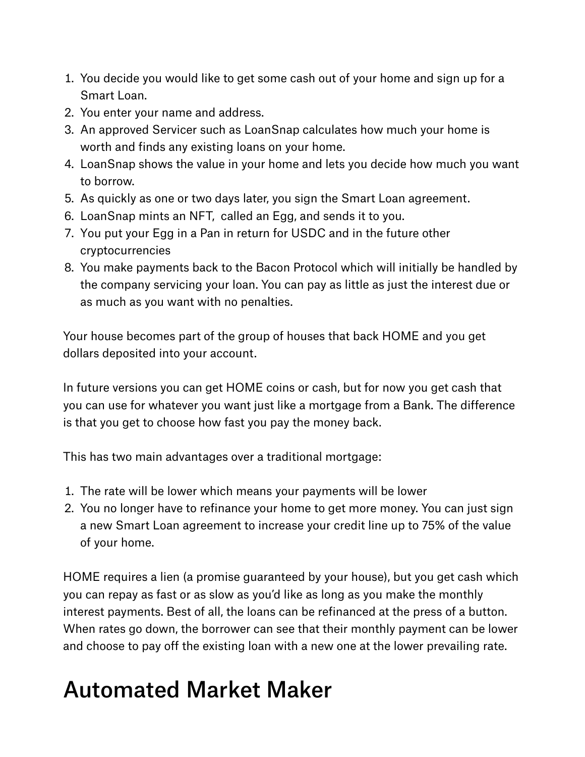1. You decide you would like to get some cash out of your home and sign up for a Smart Loan.
2. You enter your name and address.
3. An approved Servicer such as LoanSnap calculates how much your home is worth and finds any existing loans on your home.
4. LoanSnap shows the value in your home and lets you decide how much you want to borrow.
5. As quickly as one or two days later, you sign the Smart Loan agreement.
6. LoanSnap mints an NFT,  called an Egg, and sends it to you.
7. You put your Egg in a Pan in return for USDC and in the future other cryptocurrencies
8. You make payments back to the Bacon Protocol which will initially be handled by the company servicing your loan. You can pay as little as just the interest due or as much as you want with no penalties.

Your house becomes part of the group of houses that back HOME and you get dollars deposited into your account.

In future versions you can get HOME coins or cash, but for now you get cash that you can use for whatever you want just like a mortgage from a Bank. The difference is that you get to choose how fast you pay the money back.

This has two main advantages over a traditional mortgage:

1. The rate will be lower which means your payments will be lower
2. You no longer have to refinance your home to get more money. You can just sign a new Smart Loan agreement to increase your credit line up to 75% of the value of your home.

HOME requires a lien (a promise guaranteed by your house), but you get cash which you can repay as fast or as slow as you'd like as long as you make the monthly interest payments. Best of all, the loans can be refinanced at the press of a button. When rates go down, the borrower can see that their monthly payment can be lower and choose to pay off the existing loan with a new one at the lower prevailing rate.

# Automated Market Maker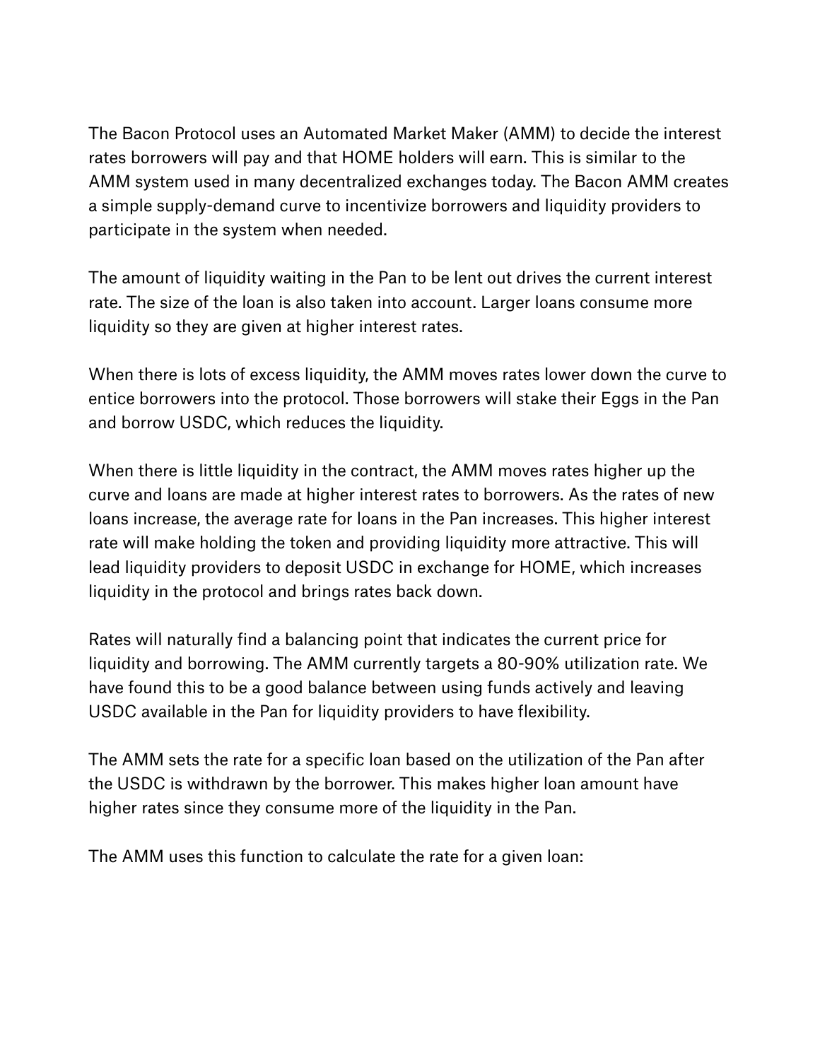The Bacon Protocol uses an Automated Market Maker (AMM) to decide the interest rates borrowers will pay and that HOME holders will earn. This is similar to the AMM system used in many decentralized exchanges today. The Bacon AMM creates a simple supply-demand curve to incentivize borrowers and liquidity providers to participate in the system when needed.

The amount of liquidity waiting in the Pan to be lent out drives the current interest rate. The size of the loan is also taken into account. Larger loans consume more liquidity so they are given at higher interest rates.

When there is lots of excess liquidity, the AMM moves rates lower down the curve to entice borrowers into the protocol. Those borrowers will stake their Eggs in the Pan and borrow USDC, which reduces the liquidity.

When there is little liquidity in the contract, the AMM moves rates higher up the curve and loans are made at higher interest rates to borrowers. As the rates of new loans increase, the average rate for loans in the Pan increases. This higher interest rate will make holding the token and providing liquidity more attractive. This will lead liquidity providers to deposit USDC in exchange for HOME, which increases liquidity in the protocol and brings rates back down.

Rates will naturally find a balancing point that indicates the current price for liquidity and borrowing. The AMM currently targets a 80-90% utilization rate. We have found this to be a good balance between using funds actively and leaving USDC available in the Pan for liquidity providers to have flexibility.

The AMM sets the rate for a specific loan based on the utilization of the Pan after the USDC is withdrawn by the borrower. This makes higher loan amount have higher rates since they consume more of the liquidity in the Pan.

The AMM uses this function to calculate the rate for a given loan: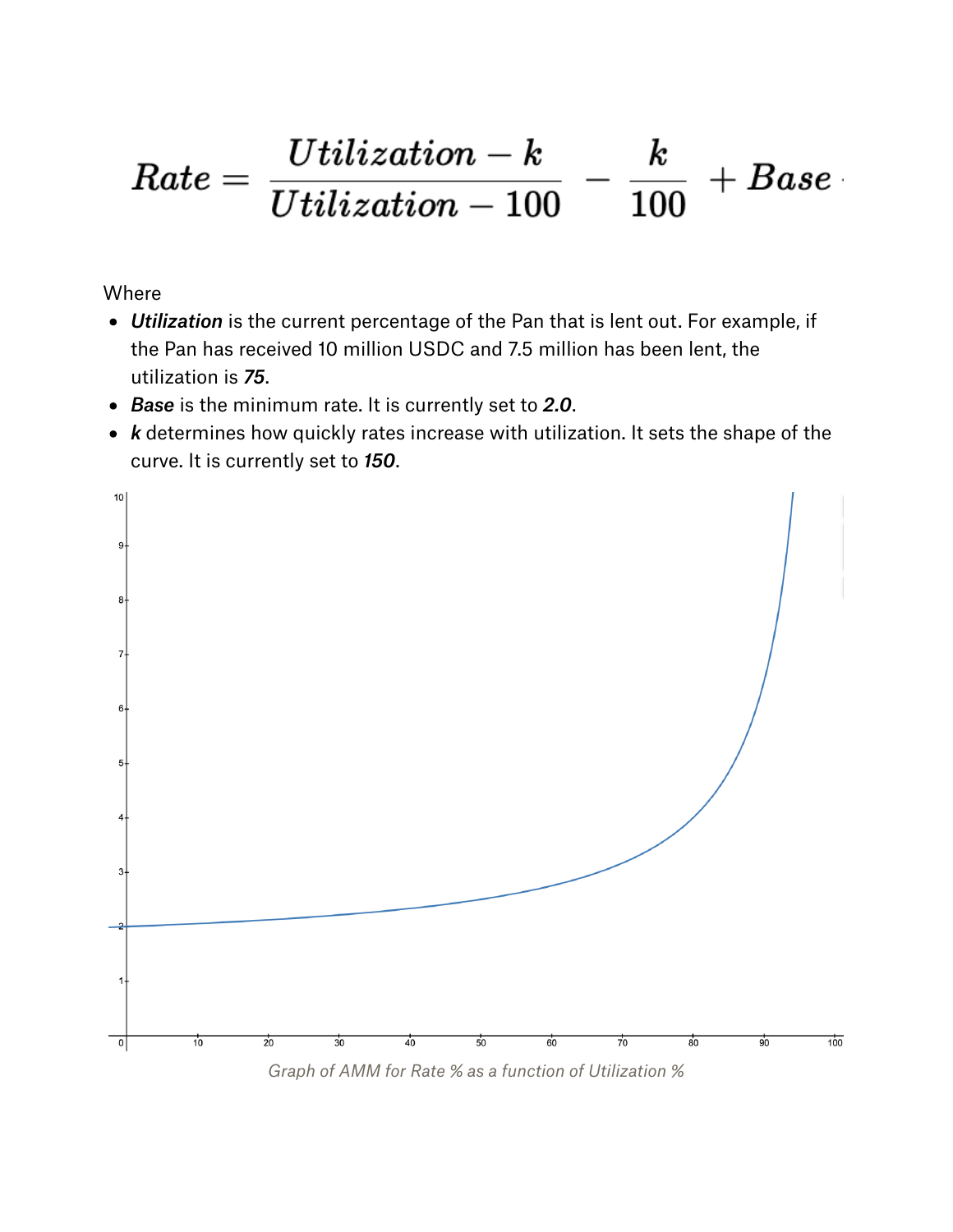$$Rate = \frac{Utilization - k}{Utilization - 100} - \frac{k}{100} + Base$$

Where

- ***Utilization*** is the current percentage of the Pan that is lent out. For example, if the Pan has received 10 million USDC and 7.5 million has been lent, the utilization is ***75***.
- ***Base*** is the minimum rate. It is currently set to ***2.0***.
- ***k*** determines how quickly rates increase with utilization. It sets the shape of the curve. It is currently set to ***150***.

*Graph of AMM for Rate % as a function of Utilization %*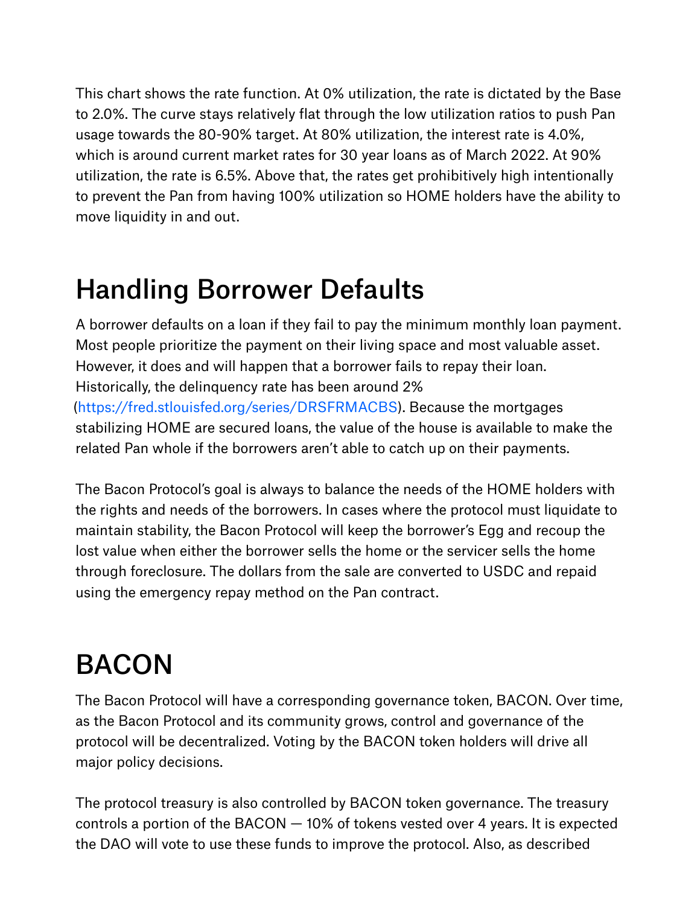This chart shows the rate function. At 0% utilization, the rate is dictated by the Base to 2.0%. The curve stays relatively flat through the low utilization ratios to push Pan usage towards the 80-90% target. At 80% utilization, the interest rate is 4.0%, which is around current market rates for 30 year loans as of March 2022. At 90% utilization, the rate is 6.5%. Above that, the rates get prohibitively high intentionally to prevent the Pan from having 100% utilization so HOME holders have the ability to move liquidity in and out.

# Handling Borrower Defaults

A borrower defaults on a loan if they fail to pay the minimum monthly loan payment. Most people prioritize the payment on their living space and most valuable asset. However, it does and will happen that a borrower fails to repay their loan. Historically, the delinquency rate has been around 2% (https://fred.stlouisfed.org/series/DRSFRMACBS). Because the mortgages stabilizing HOME are secured loans, the value of the house is available to make the related Pan whole if the borrowers aren't able to catch up on their payments.

The Bacon Protocol's goal is always to balance the needs of the HOME holders with the rights and needs of the borrowers. In cases where the protocol must liquidate to maintain stability, the Bacon Protocol will keep the borrower's Egg and recoup the lost value when either the borrower sells the home or the servicer sells the home through foreclosure. The dollars from the sale are converted to USDC and repaid using the emergency repay method on the Pan contract.

# BACON

The Bacon Protocol will have a corresponding governance token, BACON. Over time, as the Bacon Protocol and its community grows, control and governance of the protocol will be decentralized. Voting by the BACON token holders will drive all major policy decisions.

The protocol treasury is also controlled by BACON token governance. The treasury controls a portion of the BACON — 10% of tokens vested over 4 years. It is expected the DAO will vote to use these funds to improve the protocol. Also, as described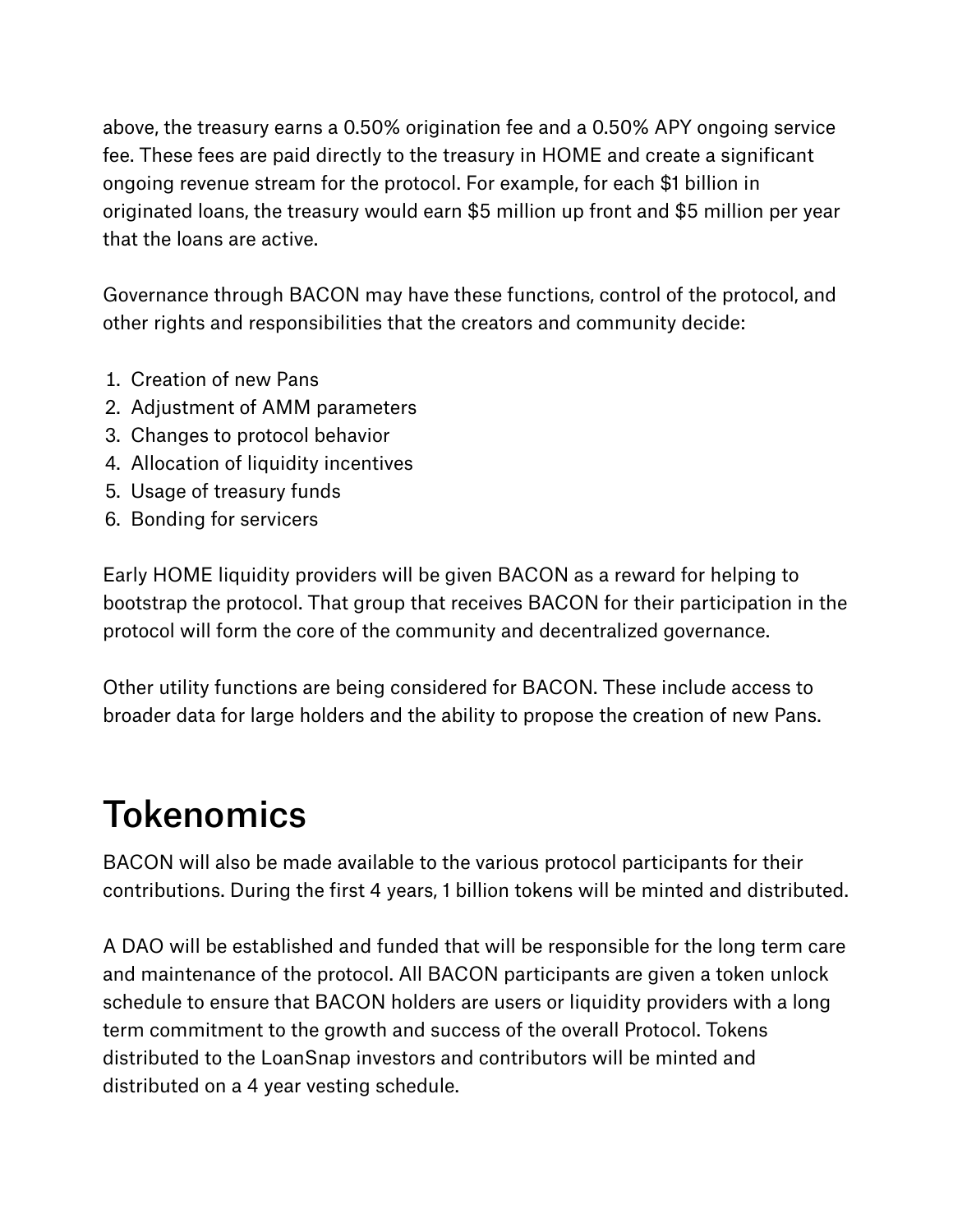above, the treasury earns a 0.50% origination fee and a 0.50% APY ongoing service fee. These fees are paid directly to the treasury in HOME and create a significant ongoing revenue stream for the protocol. For example, for each $1 billion in originated loans, the treasury would earn $5 million up front and $5 million per year that the loans are active.

Governance through BACON may have these functions, control of the protocol, and other rights and responsibilities that the creators and community decide:

1. Creation of new Pans
2. Adjustment of AMM parameters
3. Changes to protocol behavior
4. Allocation of liquidity incentives
5. Usage of treasury funds
6. Bonding for servicers

Early HOME liquidity providers will be given BACON as a reward for helping to bootstrap the protocol. That group that receives BACON for their participation in the protocol will form the core of the community and decentralized governance.

Other utility functions are being considered for BACON. These include access to broader data for large holders and the ability to propose the creation of new Pans.

# Tokenomics

BACON will also be made available to the various protocol participants for their contributions. During the first 4 years, 1 billion tokens will be minted and distributed.

A DAO will be established and funded that will be responsible for the long term care and maintenance of the protocol. All BACON participants are given a token unlock schedule to ensure that BACON holders are users or liquidity providers with a long term commitment to the growth and success of the overall Protocol. Tokens distributed to the LoanSnap investors and contributors will be minted and distributed on a 4 year vesting schedule.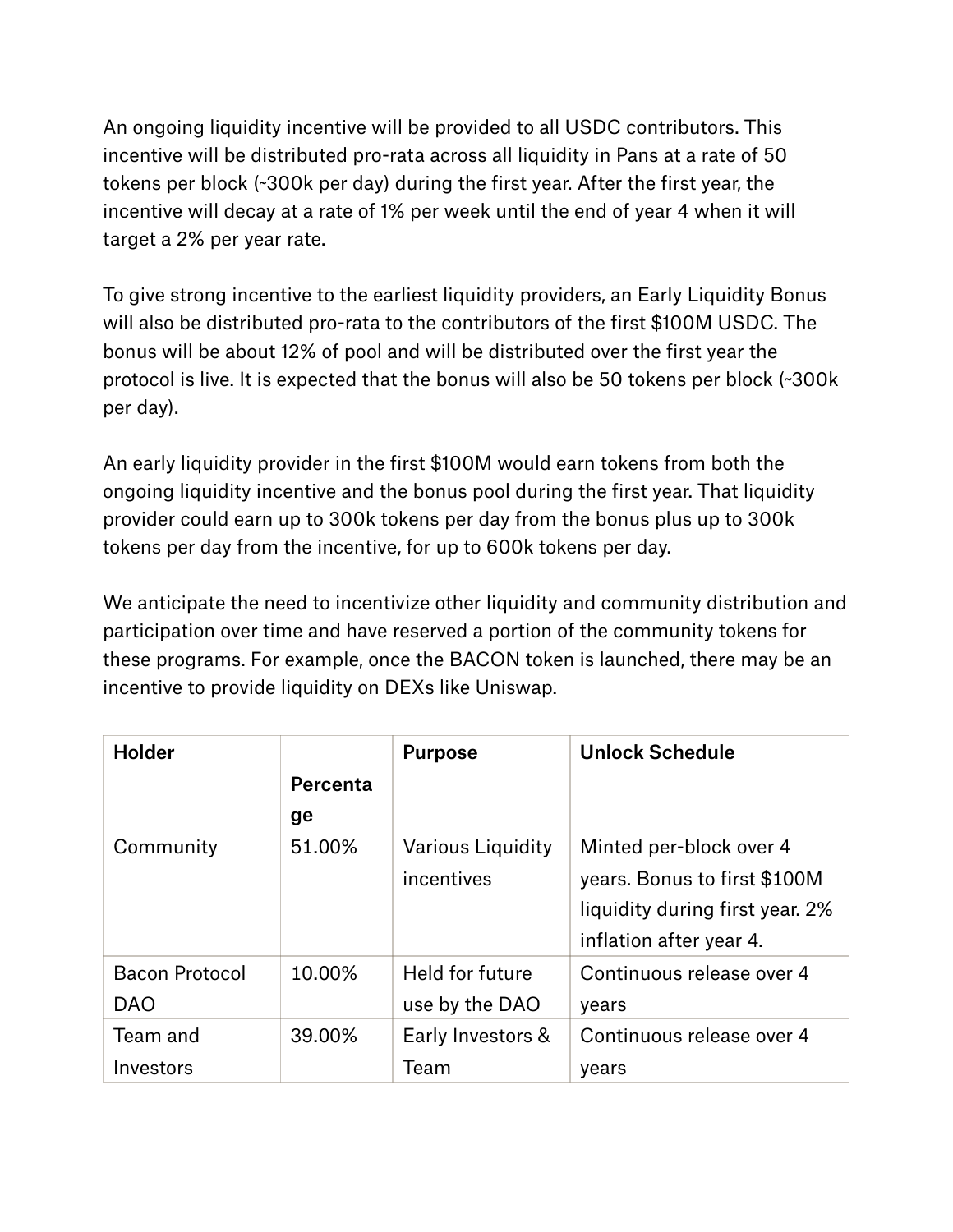An ongoing liquidity incentive will be provided to all USDC contributors. This incentive will be distributed pro-rata across all liquidity in Pans at a rate of 50 tokens per block (~300k per day) during the first year. After the first year, the incentive will decay at a rate of 1% per week until the end of year 4 when it will target a 2% per year rate.

To give strong incentive to the earliest liquidity providers, an Early Liquidity Bonus will also be distributed pro-rata to the contributors of the first $100M USDC. The bonus will be about 12% of pool and will be distributed over the first year the protocol is live. It is expected that the bonus will also be 50 tokens per block (~300k per day).

An early liquidity provider in the first $100M would earn tokens from both the ongoing liquidity incentive and the bonus pool during the first year. That liquidity provider could earn up to 300k tokens per day from the bonus plus up to 300k tokens per day from the incentive, for up to 600k tokens per day.

We anticipate the need to incentivize other liquidity and community distribution and participation over time and have reserved a portion of the community tokens for these programs. For example, once the BACON token is launched, there may be an incentive to provide liquidity on DEXs like Uniswap.

| **Holder** | **Percentage** | **Purpose** | **Unlock Schedule** |
|---|---|---|---|
| Community | 51.00% | Various Liquidity incentives | Minted per-block over 4 years. Bonus to first $100M liquidity during first year. 2% inflation after year 4. |
| Bacon Protocol DAO | 10.00% | Held for future use by the DAO | Continuous release over 4 years |
| Team and Investors | 39.00% | Early Investors & Team | Continuous release over 4 years |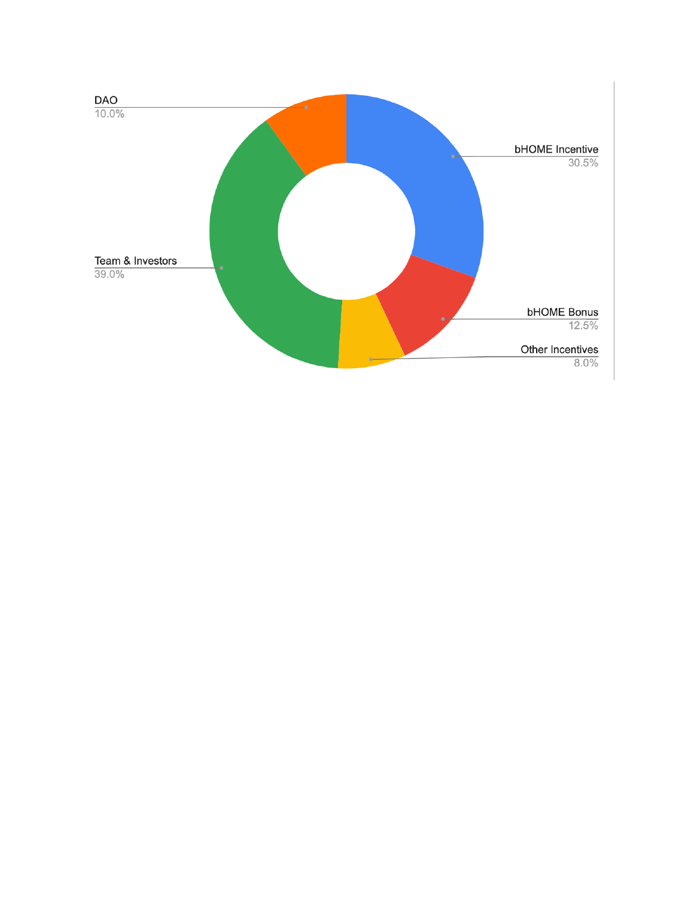DAO
10.0%

bHOME Incentive
30.5%

Team & Investors
39.0%

bHOME Bonus
12.5%

Other Incentives
8.0%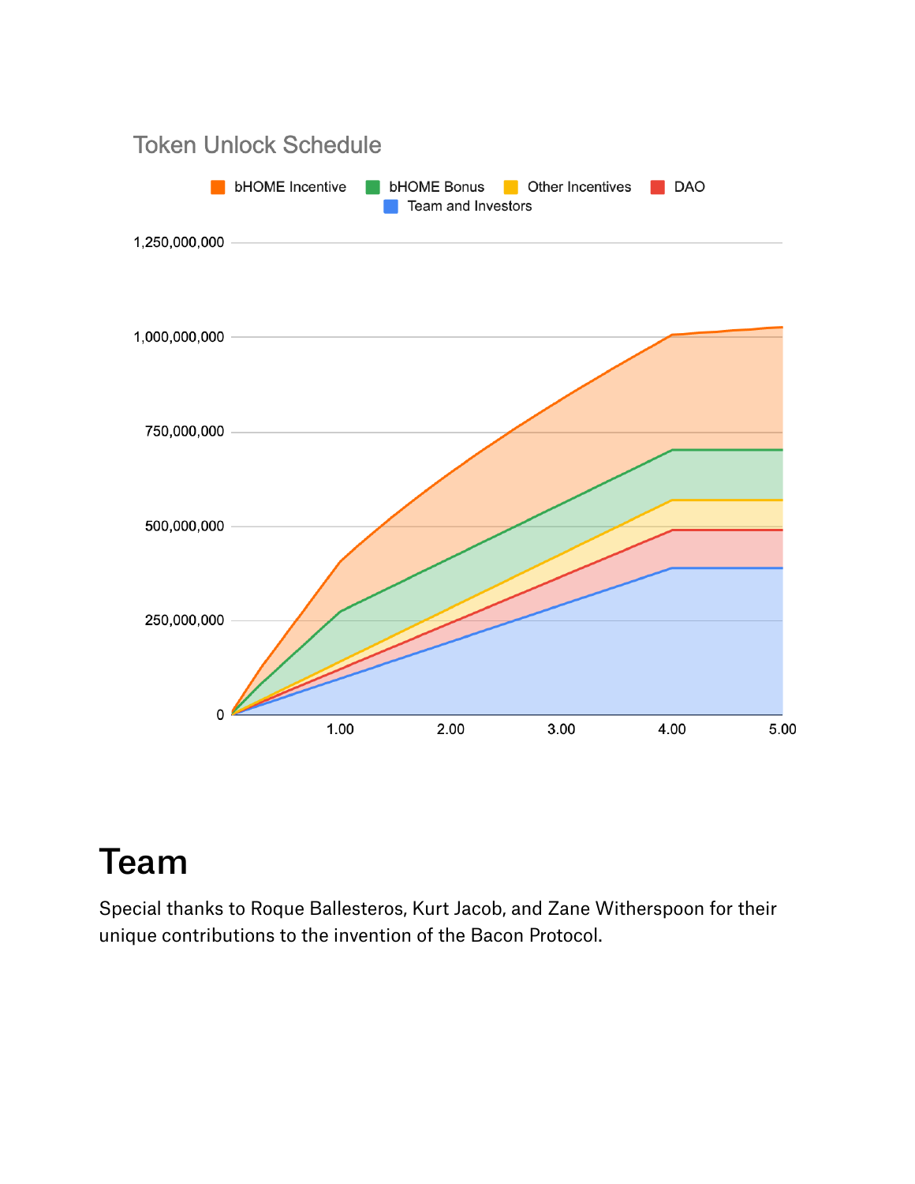Token Unlock Schedule

bHOME Incentive
bHOME Bonus
Other Incentives
DAO
Team and Investors

1,250,000,000
1,000,000,000
750,000,000
500,000,000
250,000,000
0

1.00
2.00
3.00
4.00
5.00

# Team

Special thanks to Roque Ballesteros, Kurt Jacob, and Zane Witherspoon for their unique contributions to the invention of the Bacon Protocol.